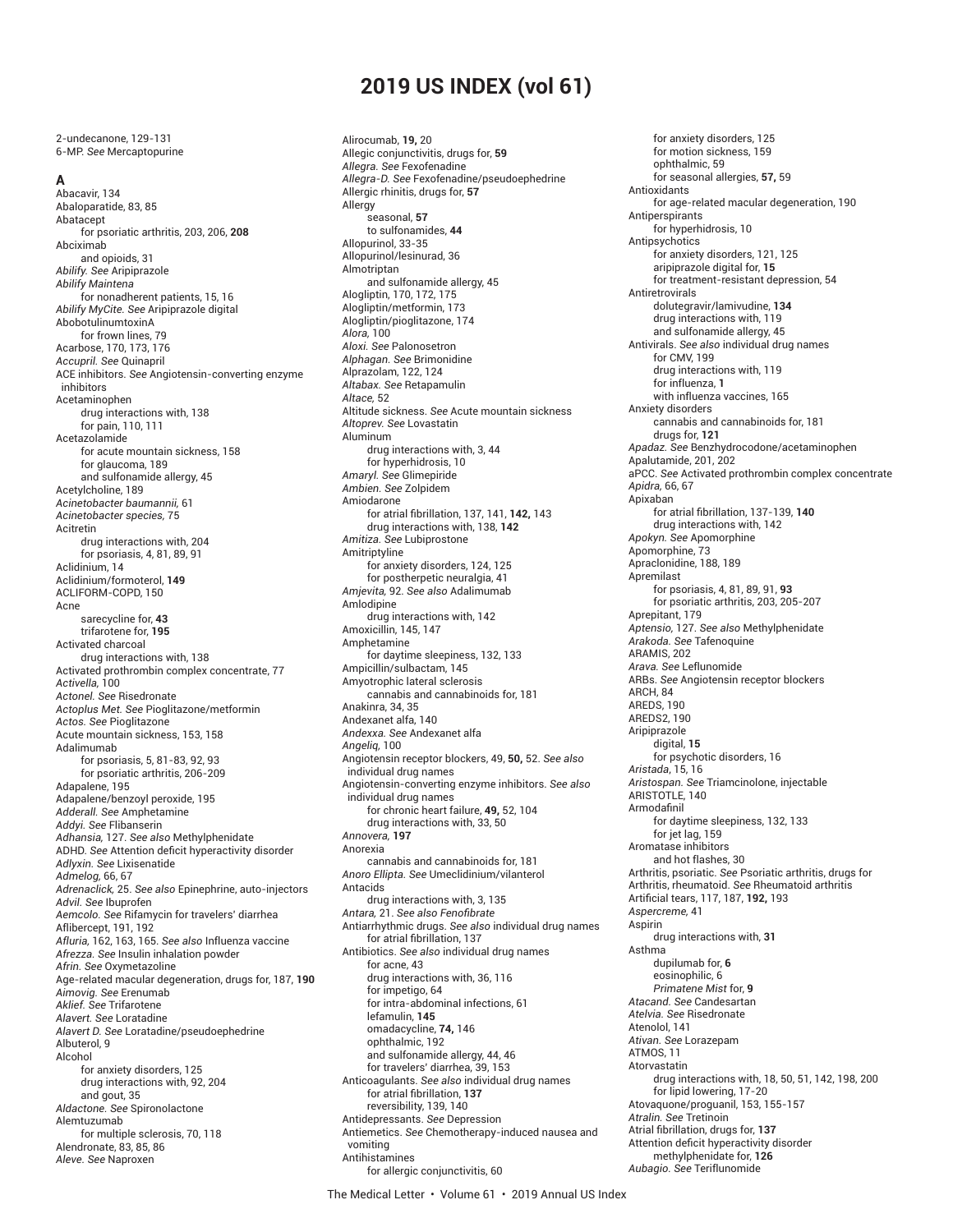# 2019 US INDEX (vol 61)

2-undecanone, 129-131
6-MP. *See* Mercaptopurine

## A

Abacavir, 134
Abaloparatide, 83, 85
Abatacept
- for psoriatic arthritis, 203, 206, **208**

Abciximab
- and opioids, 31

*Abilify. See* Aripiprazole
*Abilify Maintena*
- for nonadherent patients, 15, 16

*Abilify MyCite. See* Aripiprazole digital
AbobotulinumtoxinA
- for frown lines, 79

Acarbose, 170, 173, 176
*Accupril. See* Quinapril
ACE inhibitors. *See* Angiotensin-converting enzyme inhibitors
Acetaminophen
- drug interactions with, 138
- for pain, 110, 111

Acetazolamide
- for acute mountain sickness, 158
- for glaucoma, 189
- and sulfonamide allergy, 45

Acetylcholine, 189
*Acinetobacter baumannii,* 61
*Acinetobacter species,* 75
Acitretin
- drug interactions with, 204
- for psoriasis, 4, 81, 89, 91

Aclidinium, 14
Aclidinium/formoterol, **149**
ACLIFORM-COPD, 150
Acne
- sarecycline for, **43**
- trifarotene for, **195**

Activated charcoal
- drug interactions with, 138

Activated prothrombin complex concentrate, 77
*Activella,* 100
*Actonel. See* Risedronate
*Actoplus Met. See* Pioglitazone/metformin
*Actos. See* Pioglitazone
Acute mountain sickness, 153, 158
Adalimumab
- for psoriasis, 5, 81-83, 92, 93
- for psoriatic arthritis, 206-209

Adapalene, 195
Adapalene/benzoyl peroxide, 195
*Adderall. See* Amphetamine
*Addyi. See* Flibanserin
*Adhansia,* 127. *See also* Methylphenidate
ADHD. *See* Attention deficit hyperactivity disorder
*Adlyxin. See* Lixisenatide
*Admelog,* 66, 67
*Adrenaclick,* 25. *See also* Epinephrine, auto-injectors
*Advil. See* Ibuprofen
*Aemcolo. See* Rifamycin for travelers' diarrhea
Aflibercept, 191, 192
*Afluria,* 162, 163, 165. *See also* Influenza vaccine
*Afrezza. See* Insulin inhalation powder
*Afrin. See* Oxymetazoline
Age-related macular degeneration, drugs for, 187, **190**
*Aimovig. See* Erenumab
*Aklief. See* Trifarotene
*Alavert. See* Loratadine
*Alavert D. See* Loratadine/pseudoephedrine
Albuterol, 9
Alcohol
- for anxiety disorders, 125
- drug interactions with, 92, 204
- and gout, 35

*Aldactone. See* Spironolactone
Alemtuzumab
- for multiple sclerosis, 70, 118

Alendronate, 83, 85, 86
*Aleve. See* Naproxen
Alirocumab, **19,** 20
Allegic conjunctivitis, drugs for, **59**
*Allegra. See* Fexofenadine
*Allegra-D. See* Fexofenadine/pseudoephedrine
Allergic rhinitis, drugs for, **57**
Allergy
- seasonal, **57**
- to sulfonamides, **44**

Allopurinol, 33-35
Allopurinol/lesinurad, 36
Almotriptan
- and sulfonamide allergy, 45

Alogliptin, 170, 172, 175
Alogliptin/metformin, 173
Alogliptin/pioglitazone, 174
*Alora,* 100
*Aloxi. See* Palonosetron
*Alphagan. See* Brimonidine
Alprazolam, 122, 124
*Altabax. See* Retapamulin
*Altace,* 52
Altitude sickness. *See* Acute mountain sickness
*Altoprev. See* Lovastatin
Aluminum
- drug interactions with, 3, 44
- for hyperhidrosis, 10

*Amaryl. See* Glimepiride
*Ambien. See* Zolpidem
Amiodarone
- for atrial fibrillation, 137, 141, **142,** 143
- drug interactions with, 138, **142**

*Amitiza. See* Lubiprostone
Amitriptyline
- for anxiety disorders, 124, 125
- for postherpetic neuralgia, 41

*Amjevita,* 92. *See also* Adalimumab
Amlodipine
- drug interactions with, 142

Amoxicillin, 145, 147
Amphetamine
- for daytime sleepiness, 132, 133

Ampicillin/sulbactam, 145
Amyotrophic lateral sclerosis
- cannabis and cannabinoids for, 181

Anakinra, 34, 35
Andexanet alfa, 140
*Andexxa. See* Andexanet alfa
*Angeliq,* 100
Angiotensin receptor blockers, 49, **50,** 52. *See also* individual drug names
Angiotensin-converting enzyme inhibitors. *See also* individual drug names
- for chronic heart failure, **49,** 52, 104
- drug interactions with, 33, 50

*Annovera,* **197**
Anorexia
- cannabis and cannabinoids for, 181

*Anoro Ellipta. See* Umeclidinium/vilanterol
Antacids
- drug interactions with, 3, 135

*Antara,* 21. *See also Fenofibrate*
Antiarrhythmic drugs. *See also* individual drug names
- for atrial fibrillation, 137

Antibiotics. *See also* individual drug names
- for acne, 43
- drug interactions with, 36, 116
- for impetigo, 64
- for intra-abdominal infections, 61
- lefamulin, **145**
- omadacycline, **74,** 146
- ophthalmic, 192
- and sulfonamide allergy, 44, 46
- for travelers' diarrhea, 39, 153

Anticoagulants. *See also* individual drug names
- for atrial fibrillation, **137**
- reversibility, 139, 140

Antidepressants. *See* Depression
Antiemetics. *See* Chemotherapy-induced nausea and vomiting
Antihistamines
- for allergic conjunctivitis, 60
- for anxiety disorders, 125
- for motion sickness, 159
- ophthalmic, 59
- for seasonal allergies, **57,** 59

Antioxidants
- for age-related macular degeneration, 190

Antiperspirants
- for hyperhidrosis, 10

Antipsychotics
- for anxiety disorders, 121, 125
- aripiprazole digital for, **15**
- for treatment-resistant depression, 54

Antiretrovirals
- dolutegravir/lamivudine, **134**
- drug interactions with, 119
- and sulfonamide allergy, 45

Antivirals. *See also* individual drug names
- for CMV, 199
- drug interactions with, 119
- for influenza, **1**
- with influenza vaccines, 165

Anxiety disorders
- cannabis and cannabinoids for, 181
- drugs for, **121**

*Apadaz. See* Benzhydrocodone/acetaminophen
Apalutamide, 201, 202
aPCC. *See* Activated prothrombin complex concentrate
*Apidra,* 66, 67
Apixaban
- for atrial fibrillation, 137-139, **140**
- drug interactions with, 142

*Apokyn. See* Apomorphine
Apomorphine, 73
Apraclonidine, 188, 189
Apremilast
- for psoriasis, 4, 81, 89, 91, **93**
- for psoriatic arthritis, 203, 205-207

Aprepitant, 179
*Aptensio,* 127. *See also* Methylphenidate
*Arakoda. See* Tafenoquine
ARAMIS, 202
*Arava. See* Leflunomide
ARBs. *See* Angiotensin receptor blockers
ARCH, 84
AREDS, 190
AREDS2, 190
Aripiprazole
- digital, **15**
- for psychotic disorders, 16

*Aristada*, 15, 16
*Aristospan. See* Triamcinolone, injectable
ARISTOTLE, 140
Armodafinil
- for daytime sleepiness, 132, 133
- for jet lag, 159

Aromatase inhibitors
- and hot flashes, 30

Arthritis, psoriatic. *See* Psoriatic arthritis, drugs for
Arthritis, rheumatoid. *See* Rheumatoid arthritis
Artificial tears, 117, 187, **192,** 193
*Aspercreme,* 41
Aspirin
- drug interactions with, **31**

Asthma
- dupilumab for, **6**
- eosinophilic, 6
- *Primatene Mist* for, **9**

*Atacand. See* Candesartan
*Atelvia. See* Risedronate
Atenolol, 141
*Ativan. See* Lorazepam
ATMOS, 11
Atorvastatin
- drug interactions with, 18, 50, 51, 142, 198, 200
- for lipid lowering, 17-20

Atovaquone/proguanil, 153, 155-157
*Atralin. See* Tretinoin
Atrial fibrillation, drugs for, **137**
Attention deficit hyperactivity disorder
- methylphenidate for, **126**

*Aubagio. See* Teriflunomide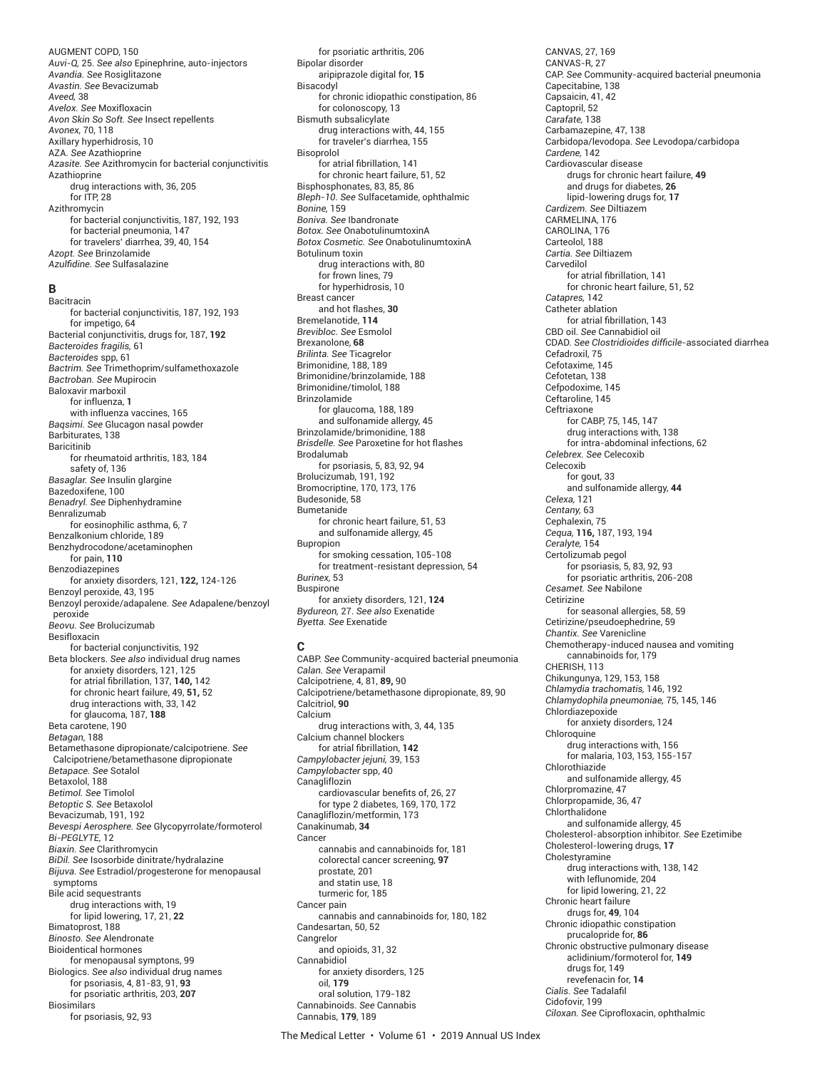AUGMENT COPD, 150
*Auvi-Q,* 25. *See also* Epinephrine, auto-injectors
*Avandia. See* Rosiglitazone
*Avastin. See* Bevacizumab
*Aveed,* 38
*Avelox. See* Moxifloxacin
*Avon Skin So Soft. See* Insect repellents
*Avonex,* 70, 118
Axillary hyperhidrosis, 10
AZA. *See* Azathioprine
*Azasite. See* Azithromycin for bacterial conjunctivitis
Azathioprine
- drug interactions with, 36, 205
- for ITP, 28

Azithromycin
- for bacterial conjunctivitis, 187, 192, 193
- for bacterial pneumonia, 147
- for travelers' diarrhea, 39, 40, 154

*Azopt. See* Brinzolamide
*Azulfidine. See* Sulfasalazine

## B

Bacitracin
- for bacterial conjunctivitis, 187, 192, 193
- for impetigo, 64

Bacterial conjunctivitis, drugs for, 187, **192**
*Bacteroides fragilis,* 61
*Bacteroides* spp, 61
*Bactrim. See* Trimethoprim/sulfamethoxazole
*Bactroban. See* Mupirocin
Baloxavir marboxil
- for influenza, **1**
- with influenza vaccines, 165

*Baqsimi. See* Glucagon nasal powder
Barbiturates, 138
Baricitinib
- for rheumatoid arthritis, 183, 184
- safety of, 136

*Basaglar. See* Insulin glargine
Bazedoxifene, 100
*Benadryl. See* Diphenhydramine
Benralizumab
- for eosinophilic asthma, 6, 7

Benzalkonium chloride, 189
Benzhydrocodone/acetaminophen
- for pain, **110**

Benzodiazepines
- for anxiety disorders, 121, **122,** 124-126

Benzoyl peroxide, 43, 195
Benzoyl peroxide/adapalene. *See* Adapalene/benzoyl peroxide
*Beovu. See* Brolucizumab
Besifloxacin
- for bacterial conjunctivitis, 192

Beta blockers. *See also* individual drug names
- for anxiety disorders, 121, 125
- for atrial fibrillation, 137, **140,** 142
- for chronic heart failure, 49, **51,** 52
- drug interactions with, 33, 142
- for glaucoma, 187, **188**

Beta carotene, 190
*Betagan,* 188
Betamethasone dipropionate/calcipotriene. *See* Calcipotriene/betamethasone dipropionate
*Betapace. See* Sotalol
Betaxolol, 188
*Betimol. See* Timolol
*Betoptic S. See* Betaxolol
Bevacizumab, 191, 192
*Bevespi Aerosphere. See* Glycopyrrolate/formoterol
*Bi-PEGLYTE,* 12
*Biaxin. See* Clarithromycin
*BiDil. See* Isosorbide dinitrate/hydralazine
*Bijuva. See* Estradiol/progesterone for menopausal symptoms
Bile acid sequestrants
- drug interactions with, 19
- for lipid lowering, 17, 21, **22**

Bimatoprost, 188
*Binosto. See* Alendronate
Bioidentical hormones
- for menopausal symptons, 99

Biologics. *See also* individual drug names
- for psoriasis, 4, 81-83, 91, **93**
- for psoriatic arthritis, 203, **207**

Biosimilars
- for psoriasis, 92, 93
- for psoriatic arthritis, 206

Bipolar disorder
- aripiprazole digital for, **15**

Bisacodyl
- for chronic idiopathic constipation, 86
- for colonoscopy, 13

Bismuth subsalicylate
- drug interactions with, 44, 155
- for traveler's diarrhea, 155

Bisoprolol
- for atrial fibrillation, 141
- for chronic heart failure, 51, 52

Bisphosphonates, 83, 85, 86
*Bleph-10. See* Sulfacetamide, ophthalmic
*Bonine,* 159
*Boniva. See* Ibandronate
*Botox. See* OnabotulinumtoxinA
*Botox Cosmetic. See* OnabotulinumtoxinA
Botulinum toxin
- drug interactions with, 80
- for frown lines, 79
- for hyperhidrosis, 10

Breast cancer
- and hot flashes, **30**

Bremelanotide, **114**
*Brevibloc. See* Esmolol
Brexanolone, **68**
*Brilinta. See* Ticagrelor
Brimonidine, 188, 189
Brimonidine/brinzolamide, 188
Brimonidine/timolol, 188
Brinzolamide
- for glaucoma, 188, 189
- and sulfonamide allergy, 45

Brinzolamide/brimonidine, 188
*Brisdelle. See* Paroxetine for hot flashes
Brodalumab
- for psoriasis, 5, 83, 92, 94

Brolucizumab, 191, 192
Bromocriptine, 170, 173, 176
Budesonide, 58
Bumetanide
- for chronic heart failure, 51, 53
- and sulfonamide allergy, 45

Bupropion
- for smoking cessation, 105-108
- for treatment-resistant depression, 54

*Burinex,* 53
Buspirone
- for anxiety disorders, 121, **124**

*Bydureon,* 27. *See also* Exenatide
*Byetta. See* Exenatide

## C

CABP. *See* Community-acquired bacterial pneumonia
*Calan. See* Verapamil
Calcipotriene, 4, 81, **89,** 90
Calcipotriene/betamethasone dipropionate, 89, 90
Calcitriol, **90**
Calcium
- drug interactions with, 3, 44, 135

Calcium channel blockers
- for atrial fibrillation, **142**

*Campylobacter jejuni,* 39, 153
*Campylobacter* spp, 40
Canagliflozin
- cardiovascular benefits of, 26, 27
- for type 2 diabetes, 169, 170, 172

Canagliflozin/metformin, 173
Canakinumab, **34**
Cancer
- cannabis and cannabinoids for, 181
- colorectal cancer screening, **97**
- prostate, 201
- and statin use, 18
- turmeric for, 185

Cancer pain
- cannabis and cannabinoids for, 180, 182

Candesartan, 50, 52
Cangrelor
- and opioids, 31, 32

Cannabidiol
- for anxiety disorders, 125
- oil, **179**
- oral solution, 179-182

Cannabinoids. *See* Cannabis
Cannabis, **179**, 189
CANVAS, 27, 169
CANVAS-R, 27
CAP. *See* Community-acquired bacterial pneumonia
Capecitabine, 138
Capsaicin, 41, 42
Captopril, 52
*Carafate,* 138
Carbamazepine, 47, 138
Carbidopa/levodopa. *See* Levodopa/carbidopa
*Cardene,* 142
Cardiovascular disease
- drugs for chronic heart failure, **49**
- and drugs for diabetes, **26**
- lipid-lowering drugs for, **17**

*Cardizem. See* Diltiazem
CARMELINA, 176
CAROLINA, 176
Carteolol, 188
*Cartia. See* Diltiazem
Carvedilol
- for atrial fibrillation, 141
- for chronic heart failure, 51, 52

*Catapres,* 142
Catheter ablation
- for atrial fibrillation, 143

CBD oil. *See* Cannabidiol oil
CDAD. *See Clostridioides difficile*-associated diarrhea
Cefadroxil, 75
Cefotaxime, 145
Cefotetan, 138
Cefpodoxime, 145
Ceftaroline, 145
Ceftriaxone
- for CABP, 75, 145, 147
- drug interactions with, 138
- for intra-abdominal infections, 62

*Celebrex. See* Celecoxib
Celecoxib
- for gout, 33
- and sulfonamide allergy, **44**

*Celexa,* 121
*Centany,* 63
Cephalexin, 75
*Cequa,* **116,** 187, 193, 194
*Ceralyte,* 154
Certolizumab pegol
- for psoriasis, 5, 83, 92, 93
- for psoriatic arthritis, 206-208

*Cesamet. See* Nabilone
Cetirizine
- for seasonal allergies, 58, 59

Cetirizine/pseudoephedrine, 59
*Chantix. See* Varenicline
Chemotherapy-induced nausea and vomiting
- cannabinoids for, 179

CHERISH, 113
Chikungunya, 129, 153, 158
*Chlamydia trachomatis,* 146, 192
*Chlamydophila pneumoniae,* 75, 145, 146
Chlordiazepoxide
- for anxiety disorders, 124

Chloroquine
- drug interactions with, 156
- for malaria, 103, 153, 155-157

Chlorothiazide
- and sulfonamide allergy, 45

Chlorpromazine, 47
Chlorpropamide, 36, 47
Chlorthalidone
- and sulfonamide allergy, 45

Cholesterol-absorption inhibitor. *See* Ezetimibe
Cholesterol-lowering drugs, **17**
Cholestyramine
- drug interactions with, 138, 142
- with leflunomide, 204
- for lipid lowering, 21, 22

Chronic heart failure
- drugs for, **49**, 104

Chronic idiopathic constipation
- prucalopride for, **86**

Chronic obstructive pulmonary disease
- aclidinium/formoterol for, **149**
- drugs for, 149
- revefenacin for, **14**

*Cialis. See* Tadalafil
Cidofovir, 199
*Ciloxan. See* Ciprofloxacin, ophthalmic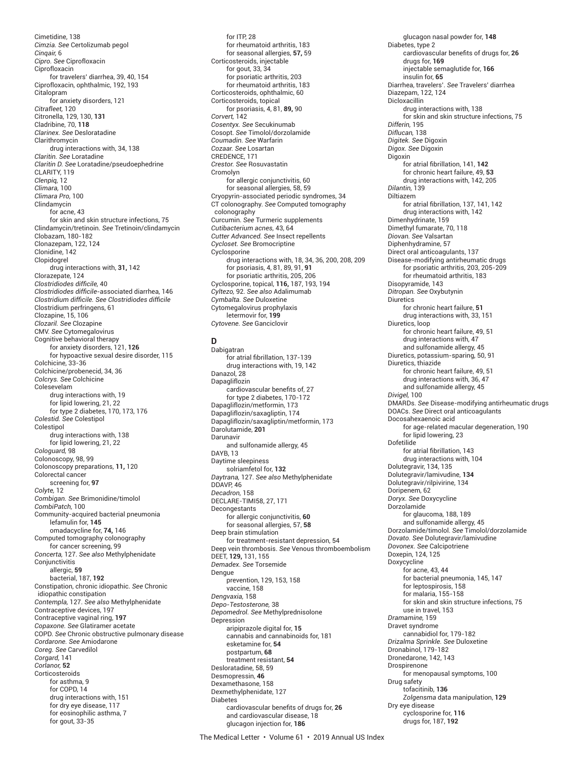Cimetidine, 138
*Cimzia. See* Certolizumab pegol
*Cinqair,* 6
*Cipro. See* Ciprofloxacin
Ciprofloxacin
- for travelers' diarrhea, 39, 40, 154

Ciprofloxacin, ophthalmic, 192, 193
Citalopram
- for anxiety disorders, 121

*Citrafleet,* 120
Citronella, 129, 130, **131**
Cladribine, 70, **118**
*Clarinex. See* Desloratadine
Clarithromycin
- drug interactions with, 34, 138

*Claritin. See* Loratadine
*Claritin D. See* Loratadine/pseudoephedrine
CLARITY, 119
*Clenpiq,* 12
*Climara,* 100
*Climara Pro,* 100
Clindamycin
- for acne, 43
- for skin and skin structure infections, 75

Clindamycin/tretinoin. *See* Tretinoin/clindamycin
Clobazam, 180-182
Clonazepam, 122, 124
Clonidine, 142
Clopidogrel
- drug interactions with, **31,** 142

Clorazepate, 124
*Clostridiodes difficile,* 40
*Clostridiodes difficile*-associated diarrhea, 146
*Clostridium difficile. See Clostridiodes difficile*
Clostridium perfringens, 61
Clozapine, 15, 106
*Clozaril. See* Clozapine
CMV. *See* Cytomegalovirus
Cognitive behavioral therapy
- for anxiety disorders, 121, **126**
- for hypoactive sexual desire disorder, 115

Colchicine, 33-36
Colchicine/probenecid, 34, 36
*Colcrys. See* Colchicine
Colesevelam
- drug interactions with, 19
- for lipid lowering, 21, 22
- for type 2 diabetes, 170, 173, 176

*Colestid. See* Colestipol
Colestipol
- drug interactions with, 138
- for lipid lowering, 21, 22

*Cologuard,* 98
Colonoscopy, 98, 99
Colonoscopy preparations, **11,** 120
Colorectal cancer
- screening for, **97**

*Colyte,* 12
*Combigan. See* Brimonidine/timolol
*CombiPatch,* 100
Community-acquired bacterial pneumonia
- lefamulin for, **145**
- omadacycline for, **74,** 146

Computed tomography colonography
- for cancer screening, 99

*Concerta,* 127. *See also* Methylphenidate
Conjunctivitis
- allergic, **59**
- bacterial, 187, **192**

Constipation, chronic idiopathic. *See* Chronic idiopathic constipation
*Contempla,* 127. *See also* Methylphenidate
Contraceptive devices, 197
Contraceptive vaginal ring, **197**
*Copaxone. See* Glatiramer acetate
COPD. *See* Chronic obstructive pulmonary disease
*Cordarone. See* Amiodarone
*Coreg. See* Carvedilol
*Corgard,* 141
*Corlanor,* **52**
Corticosteroids
- for asthma, 9
- for COPD, 14
- drug interactions with, 151
- for dry eye disease, 117
- for eosinophilic asthma, 7
- for gout, 33-35
- for ITP, 28
- for rheumatoid arthritis, 183
- for seasonal allergies, **57,** 59

Corticosteroids, injectable
- for gout, 33, 34
- for psoriatic arthritis, 203
- for rheumatoid arthritis, 183

Corticosteroids, ophthalmic, 60
Corticosteroids, topical
- for psoriasis, 4, 81, **89,** 90

*Corvert,* 142
*Cosentyx. See* Secukinumab
Cosopt. *See* Timolol/dorzolamide
*Coumadin. See* Warfarin
*Cozaar. See* Losartan
CREDENCE, 171
*Crestor. See* Rosuvastatin
Cromolyn
- for allergic conjunctivitis, 60
- for seasonal allergies, 58, 59

Cryopyrin-associated periodic syndromes, 34
CT colonography. *See* Computed tomography colonography
Curcumin. *See* Turmeric supplements
*Cutibacterium acnes,* 43, 64
*Cutter Advanced. See* Insect repellents
*Cycloset. See* Bromocriptine
Cyclosporine
- drug interactions with, 18, 34, 36, 200, 208, 209
- for psoriasis, 4, 81, 89, 91, **91**
- for psoriatic arthritis, 205, 206

Cyclosporine, topical, **116,** 187, 193, 194
*Cyltezo,* 92. *See also* Adalimumab
*Cymbalta. See* Duloxetine
Cytomegalovirus prophylaxis
- letermovir for, **199**

*Cytovene. See* Ganciclovir

## D

Dabigatran
- for atrial fibrillation, 137-139
- drug interactions with, 19, 142

Danazol, 28
Dapagliflozin
- cardiovascular benefits of, 27
- for type 2 diabetes, 170-172

Dapagliflozin/metformin, 173
Dapagliflozin/saxagliptin, 174
Dapagliflozin/saxagliptin/metformin, 173
Darolutamide, **201**
Darunavir
- and sulfonamide allergy, 45

DAYB, 13
Daytime sleepiness
- solriamfetol for, **132**

*Daytrana,* 127. *See also* Methylphenidate
DDAVP, 46
*Decadron,* 158
DECLARE-TIMI58, 27, 171
Decongestants
- for allergic conjunctivitis, **60**
- for seasonal allergies, 57, **58**

Deep brain stimulation
- for treatment-resistant depression, 54

Deep vein thrombosis. *See* Venous thromboembolism
DEET, **129,** 131, 155
*Demadex. See* Torsemide
Dengue
- prevention, 129, 153, 158
- vaccine, 158

*Dengvaxia,* 158
*Depo-Testosterone,* 38
*Depomedrol. See* Methylprednisolone
Depression
- aripiprazole digital for, **15**
- cannabis and cannabinoids for, 181
- esketamine for, **54**
- postpartum, **68**
- treatment resistant, **54**

Desloratadine, 58, 59
Desmopressin, **46**
Dexamethasone, 158
Dexmethylphenidate, 127
Diabetes
- cardiovascular benefits of drugs for, **26**
- and cardiovascular disease, 18
- glucagon injection for, **186**
- glucagon nasal powder for, **148**

Diabetes, type 2
- cardiovascular benefits of drugs for, **26**
- drugs for, **169**
- injectable semaglutide for, **166**
- insulin for, **65**

Diarrhea, travelers'. *See* Travelers' diarrhea
Diazepam, 122, 124
Dicloxacillin
- drug interactions with, 138
- for skin and skin structure infections, 75

*Differin,* 195
*Diflucan,* 138
*Digitek. See* Digoxin
*Digox. See* Digoxin
Digoxin
- for atrial fibrillation, 141, **142**
- for chronic heart failure, 49, **53**
- drug interactions with, 142, 205

*Dilantin,* 139
Diltiazem
- for atrial fibrillation, 137, 141, 142
- drug interactions with, 142

Dimenhydrinate, 159
Dimethyl fumarate, 70, 118
*Diovan. See* Valsartan
Diphenhydramine, 57
Direct oral anticoagulants, 137
Disease-modifying antirheumatic drugs
- for psoriatic arthritis, 203, 205-209
- for rheumatoid arthritis, 183

Disopyramide, 143
*Ditropan. See* Oxybutynin
Diuretics
- for chronic heart failure, **51**
- drug interactions with, 33, 151

Diuretics, loop
- for chronic heart failure, 49, 51
- drug interactions with, 47
- and sulfonamide allergy, 45

Diuretics, potassium-sparing, 50, 91
Diuretics, thiazide
- for chronic heart failure, 49, 51
- drug interactions with, 36, 47
- and sulfonamide allergy, 45

*Divigel,* 100
DMARDs. *See* Disease-modifying antirheumatic drugs
DOACs. *See* Direct oral anticoagulants
Docosahexaenoic acid
- for age-related macular degeneration, 190
- for lipid lowering, 23

Dofetilide
- for atrial fibrillation, 143
- drug interactions with, 104

Dolutegravir, 134, 135
Dolutegravir/lamivudine, **134**
Dolutegravir/rilpivirine, 134
Doripenem, 62
*Doryx. See* Doxycycline
Dorzolamide
- for glaucoma, 188, 189
- and sulfonamide allergy, 45

Dorzolamide/timolol. *See* Timolol/dorzolamide
*Dovato. See* Dolutegravir/lamivudine
*Dovonex. See* Calcipotriene
Doxepin, 124, 125
Doxycycline
- for acne, 43, 44
- for bacterial pneumonia, 145, 147
- for leptospirosis, 158
- for malaria, 155-158
- for skin and skin structure infections, 75
- use in travel, 153

*Dramamine,* 159
Dravet syndrome
- cannabidiol for, 179-182

*Drizalma Sprinkle. See* Duloxetine
Dronabinol, 179-182
Dronedarone, 142, 143
Drospirenone
- for menopausal symptoms, 100

Drug safety
- tofacitinib, **136**
- *Zolgensma* data manipulation, **129**

Dry eye disease
- cyclosporine for, **116**
- drugs for, 187, **192**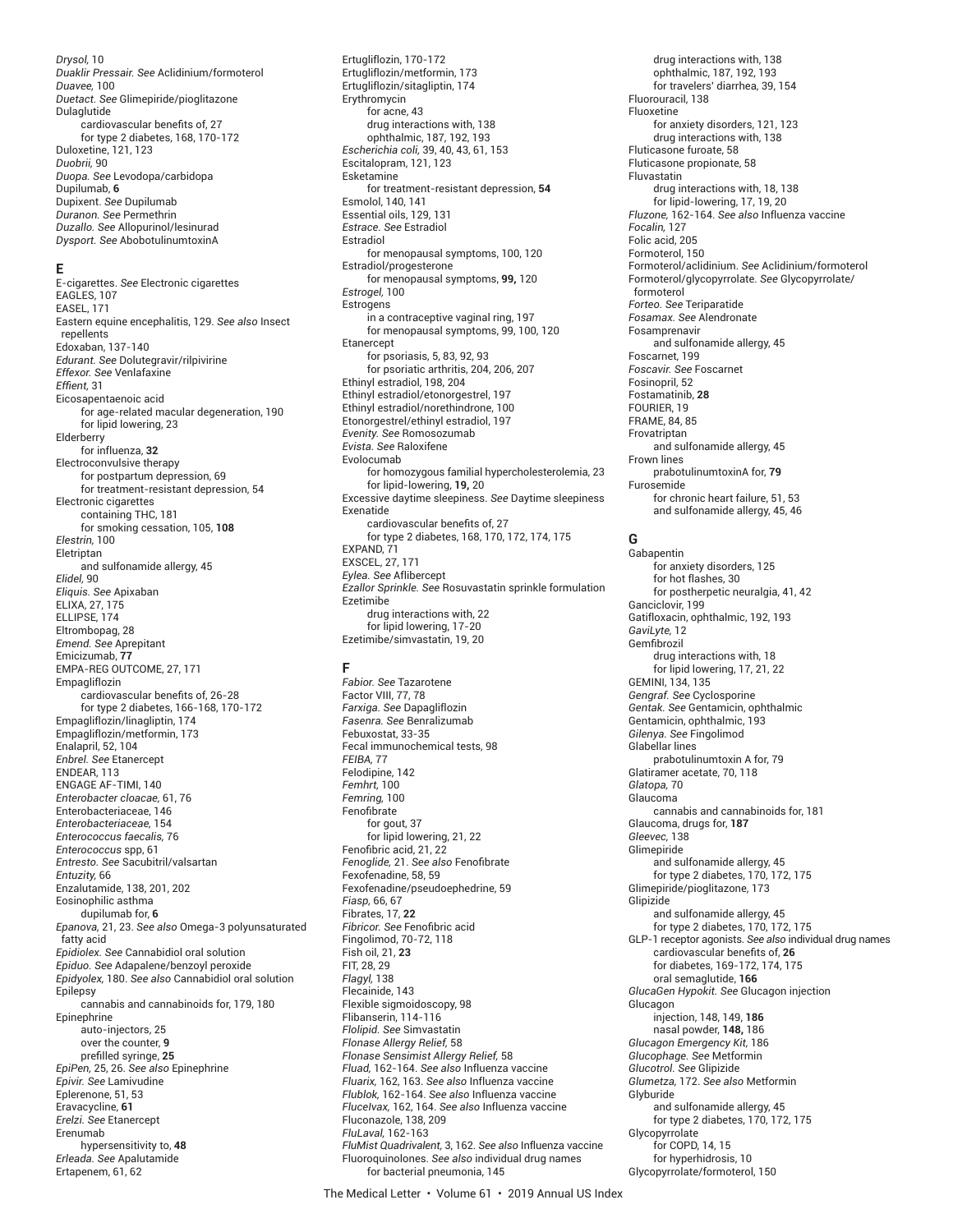*Drysol,* 10
*Duaklir Pressair.* *See* Aclidinium/formoterol
*Duavee,* 100
*Duetact.* *See* Glimepiride/pioglitazone
Dulaglutide
  cardiovascular benefits of, 27
  for type 2 diabetes, 168, 170-172
Duloxetine, 121, 123
*Duobrii,* 90
*Duopa.* *See* Levodopa/carbidopa
Dupilumab, **6**
Dupixent. *See* Dupilumab
*Duranon.* *See* Permethrin
*Duzallo.* *See* Allopurinol/lesinurad
*Dysport.* *See* AbobotulinumtoxinA

## E

E-cigarettes. *See* Electronic cigarettes
EAGLES, 107
EASEL, 171
Eastern equine encephalitis, 129. *See also* Insect repellents
Edoxaban, 137-140
*Edurant.* *See* Dolutegravir/rilpivirine
*Effexor.* *See* Venlafaxine
*Effient,* 31
Eicosapentaenoic acid
  for age-related macular degeneration, 190
  for lipid lowering, 23
Elderberry
  for influenza, **32**
Electroconvulsive therapy
  for postpartum depression, 69
  for treatment-resistant depression, 54
Electronic cigarettes
  containing THC, 181
  for smoking cessation, 105, **108**
*Elestrin,* 100
Eletriptan
  and sulfonamide allergy, 45
*Elidel,* 90
*Eliquis.* *See* Apixaban
ELIXA, 27, 175
ELLIPSE, 174
Eltrombopag, 28
*Emend.* *See* Aprepitant
Emicizumab, **77**
EMPA-REG OUTCOME, 27, 171
Empagliflozin
  cardiovascular benefits of, 26-28
  for type 2 diabetes, 166-168, 170-172
Empagliflozin/linagliptin, 174
Empagliflozin/metformin, 173
Enalapril, 52, 104
*Enbrel.* *See* Etanercept
ENDEAR, 113
ENGAGE AF-TIMI, 140
*Enterobacter cloacae,* 61, 76
Enterobacteriaceae, 146
*Enterobacteriaceae,* 154
*Enterococcus faecalis,* 76
*Enterococcus* spp, 61
*Entresto.* *See* Sacubitril/valsartan
*Entuzity,* 66
Enzalutamide, 138, 201, 202
Eosinophilic asthma
  dupilumab for, **6**
*Epanova,* 21, 23. *See also* Omega-3 polyunsaturated fatty acid
*Epidiolex.* *See* Cannabidiol oral solution
*Epiduo.* *See* Adapalene/benzoyl peroxide
*Epidyolex,* 180. *See also* Cannabidiol oral solution
Epilepsy
  cannabis and cannabinoids for, 179, 180
Epinephrine
  auto-injectors, 25
  over the counter, **9**
  prefilled syringe, **25**
*EpiPen,* 25, 26. *See also* Epinephrine
*Epivir.* *See* Lamivudine
Eplerenone, 51, 53
Eravacycline, **61**
*Erelzi.* *See* Etanercept
Erenumab
  hypersensitivity to, **48**
*Erleada.* *See* Apalutamide
Ertapenem, 61, 62
Ertugliflozin, 170-172
Ertugliflozin/metformin, 173
Ertugliflozin/sitagliptin, 174
Erythromycin
  for acne, 43
  drug interactions with, 138
  ophthalmic, 187, 192, 193
*Escherichia coli,* 39, 40, 43, 61, 153
Escitalopram, 121, 123
Esketamine
  for treatment-resistant depression, **54**
Esmolol, 140, 141
Essential oils, 129, 131
*Estrace.* *See* Estradiol
Estradiol
  for menopausal symptoms, 100, 120
Estradiol/progesterone
  for menopausal symptoms, **99,** 120
*Estrogel,* 100
Estrogens
  in a contraceptive vaginal ring, 197
  for menopausal symptoms, 99, 100, 120
Etanercept
  for psoriasis, 5, 83, 92, 93
  for psoriatic arthritis, 204, 206, 207
Ethinyl estradiol, 198, 204
Ethinyl estradiol/etonorgestrel, 197
Ethinyl estradiol/norethindrone, 100
Etonorgestrel/ethinyl estradiol, 197
*Evenity.* *See* Romosozumab
*Evista.* *See* Raloxifene
Evolocumab
  for homozygous familial hypercholesterolemia, 23
  for lipid-lowering, **19,** 20
Excessive daytime sleepiness. *See* Daytime sleepiness
Exenatide
  cardiovascular benefits of, 27
  for type 2 diabetes, 168, 170, 172, 174, 175
EXPAND, 71
EXSCEL, 27, 171
*Eylea.* *See* Aflibercept
*Ezallor Sprinkle.* *See* Rosuvastatin sprinkle formulation
Ezetimibe
  drug interactions with, 22
  for lipid lowering, 17-20
Ezetimibe/simvastatin, 19, 20

## F

*Fabior.* *See* Tazarotene
Factor VIII, 77, 78
*Farxiga.* *See* Dapagliflozin
*Fasenra.* *See* Benralizumab
Febuxostat, 33-35
Fecal immunochemical tests, 98
*FEIBA,* 77
Felodipine, 142
*Femhrt,* 100
*Femring,* 100
Fenofibrate
  for gout, 37
  for lipid lowering, 21, 22
Fenofibric acid, 21, 22
*Fenoglide,* 21. *See also* Fenofibrate
Fexofenadine, 58, 59
Fexofenadine/pseudoephedrine, 59
*Fiasp,* 66, 67
Fibrates, 17, **22**
*Fibricor.* *See* Fenofibric acid
Fingolimod, 70-72, 118
Fish oil, 21, **23**
FIT, 28, 29
*Flagyl,* 138
Flecainide, 143
Flexible sigmoidoscopy, 98
Flibanserin, 114-116
*Flolipid.* *See* Simvastatin
*Flonase Allergy Relief,* 58
*Flonase Sensimist Allergy Relief,* 58
*Fluad,* 162-164. *See also* Influenza vaccine
*Fluarix,* 162, 163. *See also* Influenza vaccine
*Flublok,* 162-164. *See also* Influenza vaccine
*Flucelvax,* 162, 164. *See also* Influenza vaccine
Fluconazole, 138, 209
*FluLaval,* 162-163
*FluMist Quadrivalent,* 3, 162. *See also* Influenza vaccine
Fluoroquinolones. *See also* individual drug names
  for bacterial pneumonia, 145
  drug interactions with, 138
  ophthalmic, 187, 192, 193
  for travelers' diarrhea, 39, 154
Fluorouracil, 138
Fluoxetine
  for anxiety disorders, 121, 123
  drug interactions with, 138
Fluticasone furoate, 58
Fluticasone propionate, 58
Fluvastatin
  drug interactions with, 18, 138
  for lipid-lowering, 17, 19, 20
*Fluzone,* 162-164. *See also* Influenza vaccine
*Focalin,* 127
Folic acid, 205
Formoterol, 150
Formoterol/aclidinium. *See* Aclidinium/formoterol
Formoterol/glycopyrrolate. *See* Glycopyrrolate/formoterol
*Forteo.* *See* Teriparatide
*Fosamax.* *See* Alendronate
Fosamprenavir
  and sulfonamide allergy, 45
Foscarnet, 199
*Foscavir.* *See* Foscarnet
Fosinopril, 52
Fostamatinib, **28**
FOURIER, 19
FRAME, 84, 85
Frovatriptan
  and sulfonamide allergy, 45
Frown lines
  prabotulinumtoxinA for, **79**
Furosemide
  for chronic heart failure, 51, 53
  and sulfonamide allergy, 45, 46

## G

Gabapentin
  for anxiety disorders, 125
  for hot flashes, 30
  for postherpetic neuralgia, 41, 42
Ganciclovir, 199
Gatifloxacin, ophthalmic, 192, 193
*GaviLyte,* 12
Gemfibrozil
  drug interactions with, 18
  for lipid lowering, 17, 21, 22
GEMINI, 134, 135
*Gengraf.* *See* Cyclosporine
*Gentak.* *See* Gentamicin, ophthalmic
Gentamicin, ophthalmic, 193
*Gilenya.* *See* Fingolimod
Glabellar lines
  prabotulinumtoxin A for, 79
Glatiramer acetate, 70, 118
*Glatopa,* 70
Glaucoma
  cannabis and cannabinoids for, 181
Glaucoma, drugs for, **187**
*Gleevec,* 138
Glimepiride
  and sulfonamide allergy, 45
  for type 2 diabetes, 170, 172, 175
Glimepiride/pioglitazone, 173
Glipizide
  and sulfonamide allergy, 45
  for type 2 diabetes, 170, 172, 175
GLP-1 receptor agonists. *See also* individual drug names
  cardiovascular benefits of, **26**
  for diabetes, 169-172, 174, 175
  oral semaglutide, **166**
*GlucaGen Hypokit.* *See* Glucagon injection
Glucagon
  injection, 148, 149, **186**
  nasal powder, **148,** 186
*Glucagon Emergency Kit,* 186
*Glucophage.* *See* Metformin
*Glucotrol.* *See* Glipizide
*Glumetza,* 172. *See also* Metformin
Glyburide
  and sulfonamide allergy, 45
  for type 2 diabetes, 170, 172, 175
Glycopyrrolate
  for COPD, 14, 15
  for hyperhidrosis, 10
Glycopyrrolate/formoterol, 150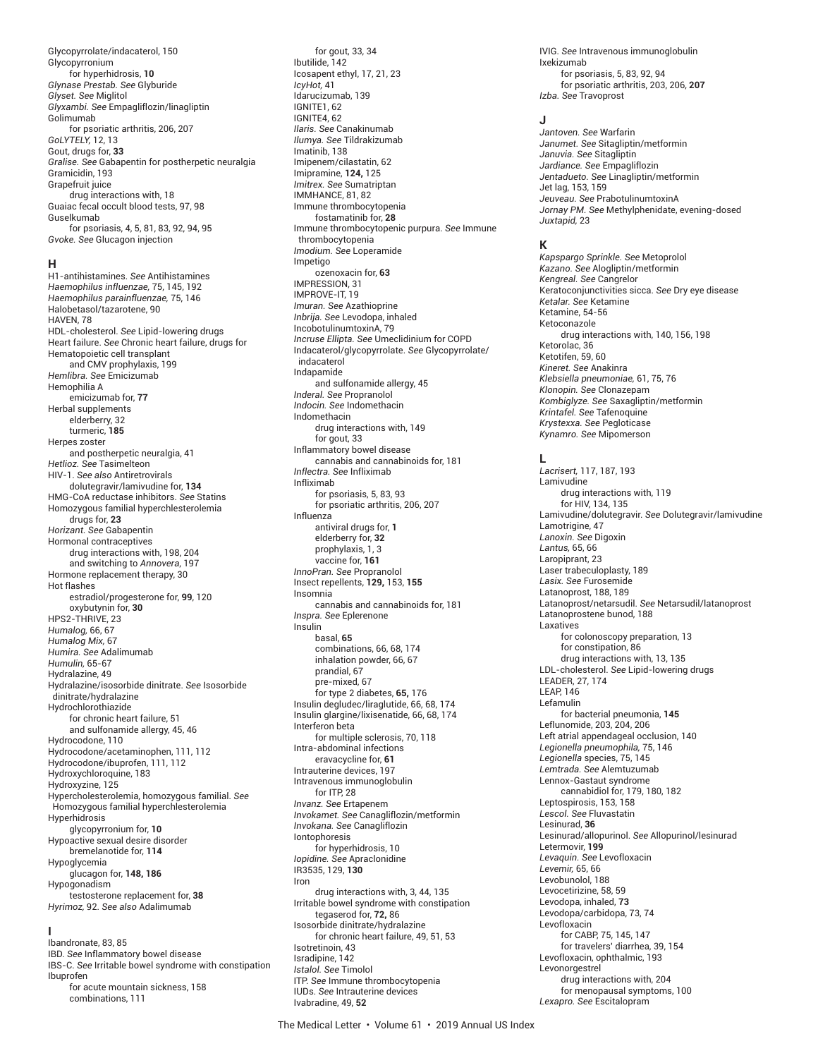Glycopyrrolate/indacaterol, 150
Glycopyrronium
  for hyperhidrosis, **10**
*Glynase Prestab.* *See* Glyburide
*Glyset.* *See* Miglitol
*Glyxambi.* *See* Empagliflozin/linagliptin
Golimumab
  for psoriatic arthritis, 206, 207
*GoLYTELY,* 12, 13
Gout, drugs for, **33**
*Gralise.* *See* Gabapentin for postherpetic neuralgia
Gramicidin, 193
Grapefruit juice
  drug interactions with, 18
Guaiac fecal occult blood tests, 97, 98
Guselkumab
  for psoriasis, 4, 5, 81, 83, 92, 94, 95
*Gvoke.* *See* Glucagon injection

## H

H1-antihistamines. *See* Antihistamines
*Haemophilus influenzae,* 75, 145, 192
*Haemophilus parainfluenzae,* 75, 146
Halobetasol/tazarotene, 90
HAVEN, 78
HDL-cholesterol. *See* Lipid-lowering drugs
Heart failure. *See* Chronic heart failure, drugs for
Hematopoietic cell transplant
  and CMV prophylaxis, 199
*Hemlibra.* *See* Emicizumab
Hemophilia A
  emicizumab for, **77**
Herbal supplements
  elderberry, 32
  turmeric, **185**
Herpes zoster
  and postherpetic neuralgia, 41
*Hetlioz.* *See* Tasimelteon
HIV-1. *See also* Antiretrovirals
  dolutegravir/lamivudine for, **134**
HMG-CoA reductase inhibitors. *See* Statins
Homozygous familial hyperchlesterolemia
  drugs for, **23**
*Horizant.* *See* Gabapentin
Hormonal contraceptives
  drug interactions with, 198, 204
  and switching to *Annovera*, 197
Hormone replacement therapy, 30
Hot flashes
  estradiol/progesterone for, **99**, 120
  oxybutynin for, **30**
HPS2-THRIVE, 23
*Humalog,* 66, 67
*Humalog Mix,* 67
*Humira.* *See* Adalimumab
*Humulin,* 65-67
Hydralazine, 49
Hydralazine/isosorbide dinitrate. *See* Isosorbide dinitrate/hydralazine
Hydrochlorothiazide
  for chronic heart failure, 51
  and sulfonamide allergy, 45, 46
Hydrocodone, 110
Hydrocodone/acetaminophen, 111, 112
Hydrocodone/ibuprofen, 111, 112
Hydroxychloroquine, 183
Hydroxyzine, 125
Hypercholesterolemia, homozygous familial. *See* Homozygous familial hyperchlesterolemia
Hyperhidrosis
  glycopyrronium for, **10**
Hypoactive sexual desire disorder
  bremelanotide for, **114**
Hypoglycemia
  glucagon for, **148, 186**
Hypogonadism
  testosterone replacement for, **38**
*Hyrimoz,* 92. *See also* Adalimumab

## I

Ibandronate, 83, 85
IBD. *See* Inflammatory bowel disease
IBS-C. *See* Irritable bowel syndrome with constipation
Ibuprofen
  for acute mountain sickness, 158
  combinations, 111
  for gout, 33, 34
Ibutilide, 142
Icosapent ethyl, 17, 21, 23
*IcyHot,* 41
Idarucizumab, 139
IGNITE1, 62
IGNITE4, 62
*Ilaris.* *See* Canakinumab
*Ilumya.* *See* Tildrakizumab
Imatinib, 138
Imipenem/cilastatin, 62
Imipramine, **124,** 125
*Imitrex.* *See* Sumatriptan
IMMHANCE, 81, 82
Immune thrombocytopenia
  fostamatinib for, **28**
Immune thrombocytopenic purpura. *See* Immune thrombocytopenia
*Imodium.* *See* Loperamide
Impetigo
  ozenoxacin for, **63**
IMPRESSION, 31
IMPROVE-IT, 19
*Imuran.* *See* Azathioprine
*Inbrija.* *See* Levodopa, inhaled
IncobotulinumtoxinA, 79
*Incruse Ellipta.* *See* Umeclidinium for COPD
Indacaterol/glycopyrrolate. *See* Glycopyrrolate/indacaterol
Indapamide
  and sulfonamide allergy, 45
*Inderal.* *See* Propranolol
*Indocin.* *See* Indomethacin
Indomethacin
  drug interactions with, 149
  for gout, 33
Inflammatory bowel disease
  cannabis and cannabinoids for, 181
*Inflectra.* *See* Infliximab
Infliximab
  for psoriasis, 5, 83, 93
  for psoriatic arthritis, 206, 207
Influenza
  antiviral drugs for, **1**
  elderberry for, **32**
  prophylaxis, 1, 3
  vaccine for, **161**
*InnoPran.* *See* Propranolol
Insect repellents, **129,** 153, **155**
Insomnia
  cannabis and cannabinoids for, 181
*Inspra.* *See* Eplerenone
Insulin
  basal, **65**
  combinations, 66, 68, 174
  inhalation powder, 66, 67
  prandial, 67
  pre-mixed, 67
  for type 2 diabetes, **65,** 176
Insulin degludec/liraglutide, 66, 68, 174
Insulin glargine/lixisenatide, 66, 68, 174
Interferon beta
  for multiple sclerosis, 70, 118
Intra-abdominal infections
  eravacycline for, **61**
Intrauterine devices, 197
Intravenous immunoglobulin
  for ITP, 28
*Invanz.* *See* Ertapenem
*Invokamet.* *See* Canagliflozin/metformin
*Invokana.* *See* Canagliflozin
Iontophoresis
  for hyperhidrosis, 10
*Iopidine.* *See* Apraclonidine
IR3535, 129, **130**
Iron
  drug interactions with, 3, 44, 135
Irritable bowel syndrome with constipation
  tegaserod for, **72,** 86
Isosorbide dinitrate/hydralazine
  for chronic heart failure, 49, 51, 53
Isotretinoin, 43
Isradipine, 142
*Istalol.* *See* Timolol
ITP. *See* Immune thrombocytopenia
IUDs. *See* Intrauterine devices
Ivabradine, 49, **52**
IVIG. *See* Intravenous immunoglobulin
Ixekizumab
  for psoriasis, 5, 83, 92, 94
  for psoriatic arthritis, 203, 206, **207**
*Izba.* *See* Travoprost

## J

*Jantoven.* *See* Warfarin
*Janumet.* *See* Sitagliptin/metformin
*Januvia.* *See* Sitagliptin
*Jardiance.* *See* Empagliflozin
*Jentadueto.* *See* Linagliptin/metformin
Jet lag, 153, 159
*Jeuveau.* *See* PrabotulinumtoxinA
*Jornay PM.* *See* Methylphenidate, evening-dosed
*Juxtapid,* 23

## K

*Kapspargo Sprinkle.* *See* Metoprolol
*Kazano.* *See* Alogliptin/metformin
*Kengreal.* *See* Cangrelor
Keratoconjunctivities sicca. *See* Dry eye disease
*Ketalar.* *See* Ketamine
Ketamine, 54-56
Ketoconazole
  drug interactions with, 140, 156, 198
Ketorolac, 36
Ketotifen, 59, 60
*Kineret.* *See* Anakinra
*Klebsiella pneumoniae,* 61, 75, 76
*Klonopin.* *See* Clonazepam
*Kombiglyze.* *See* Saxagliptin/metformin
*Krintafel.* *See* Tafenoquine
*Krystexxa.* *See* Pegloticase
*Kynamro.* *See* Mipomerson

## L

*Lacrisert,* 117, 187, 193
Lamivudine
  drug interactions with, 119
  for HIV, 134, 135
Lamivudine/dolutegravir. *See* Dolutegravir/lamivudine
Lamotrigine, 47
*Lanoxin.* *See* Digoxin
*Lantus,* 65, 66
Laropiprant, 23
Laser trabeculoplasty, 189
*Lasix.* *See* Furosemide
Latanoprost, 188, 189
Latanoprost/netarsudil. *See* Netarsudil/latanoprost
Latanoprostene bunod, 188
Laxatives
  for colonoscopy preparation, 13
  for constipation, 86
  drug interactions with, 13, 135
LDL-cholesterol. *See* Lipid-lowering drugs
LEADER, 27, 174
LEAP, 146
Lefamulin
  for bacterial pneumonia, **145**
Leflunomide, 203, 204, 206
Left atrial appendageal occlusion, 140
*Legionella pneumophila,* 75, 146
*Legionella* species, 75, 145
*Lemtrada.* *See* Alemtuzumab
Lennox-Gastaut syndrome
  cannabidiol for, 179, 180, 182
Leptospirosis, 153, 158
*Lescol.* *See* Fluvastatin
Lesinurad, **36**
Lesinurad/allopurinol. *See* Allopurinol/lesinurad
Letermovir, **199**
*Levaquin.* *See* Levofloxacin
*Levemir,* 65, 66
Levobunolol, 188
Levocetirizine, 58, 59
Levodopa, inhaled, **73**
Levodopa/carbidopa, 73, 74
Levofloxacin
  for CABP, 75, 145, 147
  for travelers' diarrhea, 39, 154
Levofloxacin, ophthalmic, 193
Levonorgestrel
  drug interactions with, 204
  for menopausal symptoms, 100
*Lexapro.* *See* Escitalopram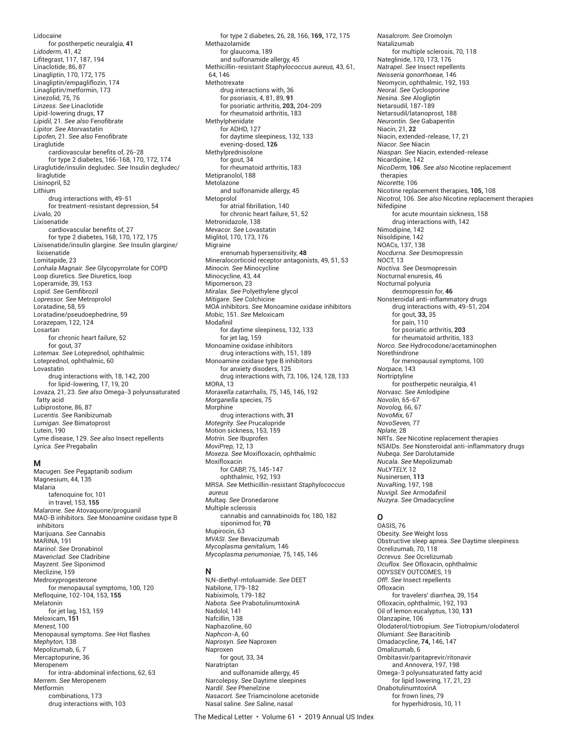Lidocaine
  for postherpetic neuralgia, **41**
*Lidoderm,* 41, 42
Lifitegrast, 117, 187, 194
Linaclotide, 86, 87
Linagliptin, 170, 172, 175
Linagliptin/empagliflozin, 174
Linagliptin/metformin, 173
Linezolid, 75, 76
*Linzess. See* Linaclotide
Lipid-lowering drugs, **17**
*Lipidil,* 21. *See also* Fenofibrate
*Lipitor. See* Atorvastatin
*Lipofen,* 21. *See also* Fenofibrate
Liraglutide
  cardiovascular benefits of, 26-28
  for type 2 diabetes, 166-168, 170, 172, 174
Liraglutide/insulin degludec. *See* Insulin degludec/liraglutide
Lisinopril, 52
Lithium
  drug interactions with, 49-51
  for treatment-resistant depression, 54
*Livalo,* 20
Lixisenatide
  cardiovascular benefits of, 27
  for type 2 diabetes, 168, 170, 172, 175
Lixisenatide/insulin glargine. *See* Insulin glargine/lixisenatide
Lomitapide, 23
*Lonhala Magnair. See* Glycopyrrolate for COPD
Loop diuretics. *See* Diuretics, loop
Loperamide, 39, 153
*Lopid. See* Gemfibrozil
*Lopressor. See* Metroprolol
Loratadine, 58, 59
Loratadine/pseudoephedrine, 59
Lorazepam, 122, 124
Losartan
  for chronic heart failure, 52
  for gout, 37
*Lotemax. See* Loteprednol, ophthalmic
Loteprednol, ophthalmic, 60
Lovastatin
  drug interactions with, 18, 142, 200
  for lipid-lowering, 17, 19, 20
*Lovaza,* 21, 23. *See also* Omega-3 polyunsaturated fatty acid
Lubiprostone, 86, 87
*Lucentis. See* Ranibizumab
*Lumigan. See* Bimatoprost
Lutein, 190
Lyme disease, 129. *See also* Insect repellents
*Lyrica. See* Pregabalin

## M

*Macugen. See* Pegaptanib sodium
Magnesium, 44, 135
Malaria
  tafenoquine for, 101
  in travel, 153, **155**
*Malarone. See* Atovaquone/proguanil
MAO-B inhibitors. *See* Monoamine oxidase type B inhibitors
Marijuana. *See* Cannabis
MARINA, 191
*Marinol. See* Dronabinol
*Mavenclad. See* Cladribine
*Mayzent. See* Siponimod
Meclizine, 159
Medroxyprogesterone
  for menopausal symptoms, 100, 120
Mefloquine, 102-104, 153, **155**
Melatonin
  for jet lag, 153, 159
Meloxicam, **151**
*Menest,* 100
Menopausal symptoms. *See* Hot flashes
*Mephyton,* 138
Mepolizumab, 6, 7
Mercaptopurine, 36
Meropenem
  for intra-abdominal infections, 62, 63
*Merrem. See* Meropenem
Metformin
  combinations, 173
  drug interactions with, 103
  for type 2 diabetes, 26, 28, 166, **169,** 172, 175
Methazolamide
  for glaucoma, 189
  and sulfonamide allergy, 45
Methicillin-resistant *Staphylococcus aureus,* 43, 61, 64, 146
Methotrexate
  drug interactions with, 36
  for psoriasis, 4, 81, 89, **91**
  for psoriatic arthritis, **203,** 204-209
  for rheumatoid arthritis, 183
Methylphenidate
  for ADHD, 127
  for daytime sleepiness, 132, 133
  evening-dosed, **126**
Methylprednisolone
  for gout, 34
  for rheumatoid arthritis, 183
Metipranolol, 188
Metolazone
  and sulfonamide allergy, 45
Metoprolol
  for atrial fibrillation, 140
  for chronic heart failure, 51, 52
Metronidazole, 138
*Mevacor. See* Lovastatin
Miglitol, 170, 173, 176
Migraine
  erenumab hypersensitivity, **48**
Mineralocorticoid receptor antagonists, 49, 51, 53
*Minocin. See* Minocycline
Minocycline, 43, 44
Mipomerson, 23
*Miralax. See* Polyethylene glycol
*Mitigare. See* Colchicine
MOA inhibitors. *See* Monoamine oxidase inhibitors
*Mobic,* 151. *See* Meloxicam
Modafinil
  for daytime sleepiness, 132, 133
  for jet lag, 159
Monoamine oxidase inhibitors
  drug interactions with, 151, 189
Monoamine oxidase type B inhibitors
  for anxiety disoders, 125
  drug interactions with, 73, 106, 124, 128, 133
MORA, 13
*Moraxella catarrhalis,* 75, 145, 146, 192
*Morganella* species, 75
Morphine
  drug interactions with, **31**
*Motegrity. See* Prucalopride
Motion sickness, 153, 159
*Motrin. See* Ibuprofen
*MoviPrep,* 12, 13
*Moxeza. See* Moxifloxacin, ophthalmic
Moxifloxacin
  for CABP, 75, 145-147
  ophthalmic, 192, 193
MRSA. *See* Methicillin-resistant *Staphylococcus aureus*
*Multaq. See* Dronedarone
Multiple sclerosis
  cannabis and cannabinoids for, 180, 182
  siponimod for, **70**
Mupirocin, 63
*MVASI. See* Bevacizumab
*Mycoplasma genitalium,* 146
*Mycoplasma penumoniae,* 75, 145, 146

## N

N,N-diethyl-*m*toluamide. *See* DEET
Nabilone, 179-182
Nabiximols, 179-182
*Nabota. See* PrabotulinumtoxinA
Nadolol, 141
Nafcillin, 138
Naphazoline, 60
*Naphcon*-A, 60
*Naprosyn. See* Naproxen
Naproxen
  for gout, 33, 34
Naratriptan
  and sulfonamide allergy, 45
Narcolepsy. *See* Daytime sleepines
*Nardil. See* Phenelzine
*Nasacort. See* Triamcinolone acetonide
Nasal saline. *See* Saline, nasal
*Nasalcrom. See* Cromolyn
Natalizumab
  for multiple sclerosis, 70, 118
Nateglinide, 170, 173, 176
*Natrapel. See* Insect repellents
*Neisseria gonorrhoeae,* 146
Neomycin, ophthalmic, 192, 193
*Neoral. See* Cyclosporine
*Nesina. See* Alogliptin
Netarsudil, 187-189
Netarsudil/latanoprost, 188
*Neurontin. See* Gabapentin
Niacin, 21, **22**
Niacin, extended-release, 17, 21
*Niacor. See* Niacin
*Niaspan. See* Niacin, extended-release
Nicardipine, 142
*NicoDerm,* **106**. *See also* Nicotine replacement therapies
*Nicorette,* 106
Nicotine replacement therapies, **105,** 108
*Nicotrol,* 106. *See also* Nicotine replacement therapies
Nifedipine
  for acute mountain sickness, 158
  drug interactions with, 142
Nimodipine, 142
Nisoldipine, 142
NOACs, 137, 138
*Nocdurna. See* Desmopressin
NOCT, 13
*Noctiva. See* Desmopressin
Nocturnal enuresis, 46
Nocturnal polyuria
  desmopressin for, **46**
Nonsteroidal anti-inflammatory drugs
  drug interactions with, 49-51, 204
  for gout, **33,** 35
  for pain, 110
  for psoriatic arthritis, **203**
  for rheumatoid arthritis, 183
*Norco. See* Hydrocodone/acetaminophen
Norethindrone
  for menopausal symptoms, 100
*Norpace,* 143
Nortriptyline
  for postherpetic neuralgia, 41
*Norvasc. See* Amlodipine
*Novolin,* 65-67
*Novolog,* 66, 67
*NovoMix,* 67
*NovoSeven,* 77
*Nplate,* 28
NRTs. *See* Nicotine replacement therapies
NSAIDs. *See* Nonsteroidal anti-inflammatory drugs
*Nubeqa. See* Darolutamide
*Nucala. See* Mepolizumab
*NuLYTELY,* 12
Nusinersen, **113**
*NuvaRing,* 197, 198
*Nuvigil. See* Armodafinil
*Nuzyra. See* Omadacycline

## O

OASIS, 76
Obesity. *See* Weight loss
Obstructive sleep apnea. *See* Daytime sleepiness
Ocrelizumab, 70, 118
*Ocrevus. See* Ocrelizumab
*Ocuflox. See* Ofloxacin, ophthalmic
ODYSSEY OUTCOMES, 19
*Off!. See* Insect repellents
Ofloxacin
  for travelers' diarrhea, 39, 154
Ofloxacin, ophthalmic, 192, 193
Oil of lemon eucalyptus, 130, **131**
Olanzapine, 106
Olodaterol/tiotropium. *See* Tiotropium/olodaterol
*Olumiant. See* Baracitinib
Omadacycline, **74,** 146, 147
Omalizumab, 6
Ombitasvir/paritaprevir/ritonavir
  and *Annovera*, 197, 198
Omega-3 polyunsaturated fatty acid
  for lipid lowering, 17, 21, 23
OnabotulinumtoxinA
  for frown lines, 79
  for hyperhidrosis, 10, 11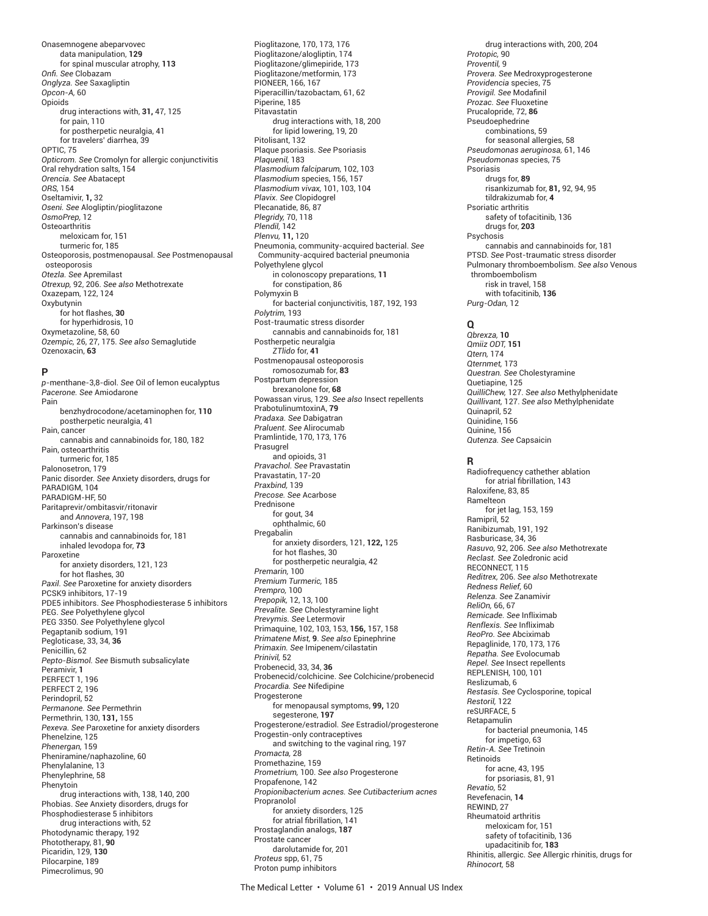Onasemnogene abeparvovec
- data manipulation, **129**
- for spinal muscular atrophy, **113**

*Onfi. See* Clobazam
*Onglyza. See* Saxagliptin
*Opcon-A,* 60
Opioids
- drug interactions with, **31,** 47, 125
- for pain, 110
- for postherpetic neuralgia, 41
- for travelers' diarrhea, 39

OPTIC, 75
*Opticrom. See* Cromolyn for allergic conjunctivitis
Oral rehydration salts, 154
*Orencia. See* Abatacept
*ORS,* 154
Oseltamivir, **1,** 32
*Oseni. See* Alogliptin/pioglitazone
*OsmoPrep,* 12
Osteoarthritis
- meloxicam for, 151
- turmeric for, 185

Osteoporosis, postmenopausal. *See* Postmenopausal osteoporosis
*Otezla. See* Apremilast
*Otrexup,* 92, 206. *See also* Methotrexate
Oxazepam, 122, 124
Oxybutynin
- for hot flashes, **30**
- for hyperhidrosis, 10

Oxymetazoline, 58, 60
*Ozempic,* 26, 27, 175. *See also* Semaglutide
Ozenoxacin, **63**

## P

*p*-menthane-3,8-diol. *See* Oil of lemon eucalyptus
*Pacerone. See* Amiodarone
Pain
- benzhydrocodone/acetaminophen for, **110**
- postherpetic neuralgia, 41

Pain, cancer
- cannabis and cannabinoids for, 180, 182

Pain, osteoarthritis
- turmeric for, 185

Palonosetron, 179
Panic disorder. *See* Anxiety disorders, drugs for
PARADIGM, 104
PARADIGM-HF, 50
Paritaprevir/ombitasvir/ritonavir
- and *Annovera*, 197, 198

Parkinson's disease
- cannabis and cannabinoids for, 181
- inhaled levodopa for, **73**

Paroxetine
- for anxiety disorders, 121, 123
- for hot flashes, 30

*Paxil. See* Paroxetine for anxiety disorders
PCSK9 inhibitors, 17-19
PDE5 inhibitors. *See* Phosphodiesterase 5 inhibitors
PEG. *See* Polyethylene glycol
PEG 3350. *See* Polyethylene glycol
Pegaptanib sodium, 191
Pegloticase, 33, 34, **36**
Penicillin, 62
*Pepto-Bismol. See* Bismuth subsalicylate
Peramivir, **1**
PERFECT 1, 196
PERFECT 2, 196
Perindopril, 52
*Permanone. See* Permethrin
Permethrin, 130, **131,** 155
*Pexeva. See* Paroxetine for anxiety disorders
Phenelzine, 125
*Phenergan,* 159
Pheniramine/naphazoline, 60
Phenylalanine, 13
Phenylephrine, 58
Phenytoin
- drug interactions with, 138, 140, 200

Phobias. *See* Anxiety disorders, drugs for
Phosphodiesterase 5 inhibitors
- drug interactions with, 52

Photodynamic therapy, 192
Phototherapy, 81, **90**
Picaridin, 129, **130**
Pilocarpine, 189
Pimecrolimus, 90
Pioglitazone, 170, 173, 176
Pioglitazone/alogliptin, 174
Pioglitazone/glimepiride, 173
Pioglitazone/metformin, 173
PIONEER, 166, 167
Piperacillin/tazobactam, 61, 62
Piperine, 185
Pitavastatin
- drug interactions with, 18, 200
- for lipid lowering, 19, 20

Pitolisant, 132
Plaque psoriasis. *See* Psoriasis
*Plaquenil,* 183
*Plasmodium falciparum,* 102, 103
*Plasmodium* species, 156, 157
*Plasmodium vivax,* 101, 103, 104
*Plavix. See* Clopidogrel
Plecanatide, 86, 87
*Plegridy,* 70, 118
*Plendil,* 142
*Plenvu,* **11,** 120
Pneumonia, community-acquired bacterial. *See* Community-acquired bacterial pneumonia
Polyethylene glycol
- in colonoscopy preparations, **11**
- for constipation, 86

Polymyxin B
- for bacterial conjunctivitis, 187, 192, 193

*Polytrim,* 193
Post-traumatic stress disorder
- cannabis and cannabinoids for, 181

Postherpetic neuralgia
- *ZTlido* for, **41**

Postmenopausal osteoporosis
- romosozumab for, **83**

Postpartum depression
- brexanolone for, **68**

Powassan virus, 129. *See also* Insect repellents
PrabotulinumtoxinA, **79**
*Pradaxa. See* Dabigatran
*Praluent. See* Alirocumab
Pramlintide, 170, 173, 176
Prasugrel
- and opioids, 31

*Pravachol. See* Pravastatin
Pravastatin, 17-20
*Praxbind,* 139
*Precose. See* Acarbose
Prednisone
- for gout, 34
- ophthalmic, 60

Pregabalin
- for anxiety disorders, 121, **122,** 125
- for hot flashes, 30
- for postherpetic neuralgia, 42

*Premarin,* 100
*Premium Turmeric,* 185
*Prempro,* 100
*Prepopik,* 12, 13, 100
*Prevalite. See* Cholestyramine light
*Prevymis. See* Letermovir
Primaquine, 102, 103, 153, **156,** 157, 158
*Primatene Mist,* **9**. *See also* Epinephrine
*Primaxin. See* Imipenem/cilastatin
*Prinivil,* 52
Probenecid, 33, 34, **36**
Probenecid/colchicine. *See* Colchicine/probenecid
*Procardia. See* Nifedipine
Progesterone
- for menopausal symptoms, **99,** 120
- segesterone, **197**

Progesterone/estradiol. *See* Estradiol/progesterone
Progestin-only contraceptives
- and switching to the vaginal ring, 197

*Promacta,* 28
Promethazine, 159
*Prometrium,* 100. *See also* Progesterone
Propafenone, 142
*Propionibacterium acnes. See Cutibacterium acnes*
Propranolol
- for anxiety disorders, 125
- for atrial fibrillation, 141

Prostaglandin analogs, **187**
Prostate cancer
- darolutamide for, 201

*Proteus* spp, 61, 75
Proton pump inhibitors
- drug interactions with, 200, 204

*Protopic,* 90
*Proventil,* 9
*Provera. See* Medroxyprogesterone
*Providencia* species, 75
*Provigil. See* Modafinil
*Prozac. See* Fluoxetine
Prucalopride, 72, **86**
Pseudoephedrine
- combinations, 59
- for seasonal allergies, 58

*Pseudomonas aeruginosa,* 61, 146
*Pseudomonas* species, 75
Psoriasis
- drugs for, **89**
- risankizumab for, **81,** 92, 94, 95
- tildrakizumab for, **4**

Psoriatic arthritis
- safety of tofacitinib, 136
- drugs for, **203**

Psychosis
- cannabis and cannabinoids for, 181

PTSD. *See* Post-traumatic stress disorder
Pulmonary thromboembolism. *See also* Venous thromboembolism
- risk in travel, 158
- with tofacitinib, **136**

*Purg-Odan,* 12

## Q

*Qbrexza,* **10**
*Qmiiz ODT,* **151**
*Qtern,* 174
*Qternmet,* 173
*Questran. See* Cholestyramine
Quetiapine, 125
*QuilliChew,* 127. *See also* Methylphenidate
*Quillivant,* 127. *See also* Methylphenidate
Quinapril, 52
Quinidine, 156
Quinine, 156
*Qutenza. See* Capsaicin

## R

Radiofrequency cathether ablation
- for atrial fibrillation, 143

Raloxifene, 83, 85
Ramelteon
- for jet lag, 153, 159

Ramipril, 52
Ranibizumab, 191, 192
Rasburicase, 34, 36
*Rasuvo,* 92, 206. *See also* Methotrexate
*Reclast. See* Zoledronic acid
RECONNECT, 115
*Reditrex,* 206. *See also* Methotrexate
*Redness Relief,* 60
*Relenza. See* Zanamivir
*ReliOn,* 66, 67
*Remicade. See* Infliximab
*Renflexis. See* Infliximab
*ReoPro. See* Abciximab
Repaglinide, 170, 173, 176
*Repatha. See* Evolocumab
*Repel. See* Insect repellents
REPLENISH, 100, 101
Reslizumab, 6
*Restasis. See* Cyclosporine, topical
*Restoril,* 122
reSURFACE, 5
Retapamulin
- for bacterial pneumonia, 145
- for impetigo, 63

*Retin-A. See* Tretinoin
Retinoids
- for acne, 43, 195
- for psoriasis, 81, 91

*Revatio,* 52
Revefenacin, **14**
REWIND, 27
Rheumatoid arthritis
- meloxicam for, 151
- safety of tofacitinib, 136
- upadacitinib for, **183**

Rhinitis, allergic. *See* Allergic rhinitis, drugs for
*Rhinocort,* 58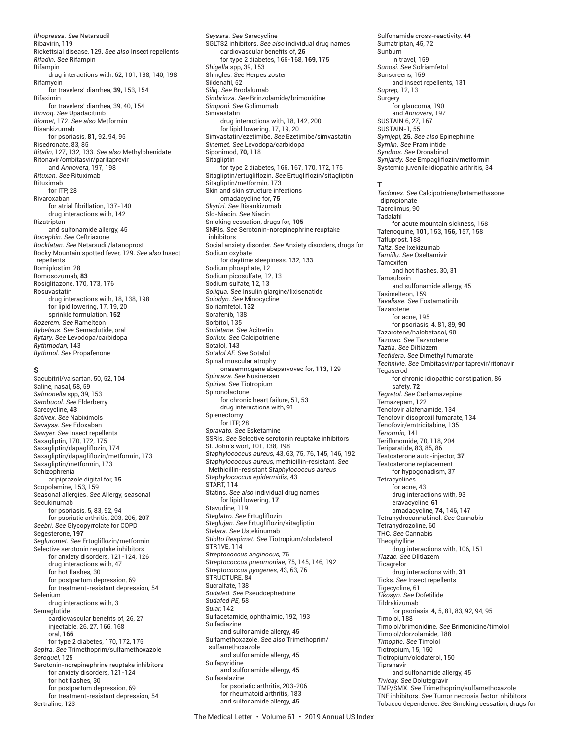*Rhopressa. See* Netarsudil
Ribavirin, 119
Rickettsial disease, 129. *See also* Insect repellents
*Rifadin. See* Rifampin
Rifampin
  drug interactions with, 62, 101, 138, 140, 198
Rifamycin
  for travelers' diarrhea, **39,** 153, 154
Rifaximin
  for travelers' diarrhea, 39, 40, 154
*Rinvoq. See* Upadacitinib
*Riomet,* 172. *See also* Metformin
Risankizumab
  for psoriasis, **81,** 92, 94, 95
Risedronate, 83, 85
*Ritalin,* 127, 132, 133. *See also* Methylphenidate
Ritonavir/ombitasvir/paritaprevir
  and *Annovera*, 197, 198
*Rituxan. See* Rituximab
Rituximab
  for ITP, 28
Rivaroxaban
  for atrial fibrillation, 137-140
  drug interactions with, 142
Rizatriptan
  and sulfonamide allergy, 45
*Rocephin. See* Ceftriaxone
*Rocklatan. See* Netarsudil/latanoprost
Rocky Mountain spotted fever, 129. *See also* Insect repellents
Romiplostim, 28
Romosozumab, **83**
Rosiglitazone, 170, 173, 176
Rosuvastatin
  drug interactions with, 18, 138, 198
  for lipid lowering, 17, 19, 20
  sprinkle formulation, **152**
*Rozerem. See* Ramelteon
*Rybelsus. See* Semaglutide, oral
*Rytary. See* Levodopa/carbidopa
*Rythmodan,* 143
*Rythmol. See* Propafenone

## S

Sacubitril/valsartan, 50, 52, 104
Saline, nasal, 58, 59
*Salmonella* spp, 39, 153
*Sambucol. See* Elderberry
Sarecycline, **43**
*Sativex. See* Nabiximols
*Savaysa. See* Edoxaban
*Sawyer. See* Insect repellents
Saxagliptin, 170, 172, 175
Saxagliptin/dapagliflozin, 174
Saxagliptin/dapagliflozin/metformin, 173
Saxagliptin/metformin, 173
Schizophrenia
  aripiprazole digital for, **15**
Scopolamine, 153, 159
Seasonal allergies. *See* Allergy, seasonal
Secukinumab
  for psoriasis, 5, 83, 92, 94
  for psoriatic arthritis, 203, 206, **207**
*Seebri. See* Glycopyrrolate for COPD
Segesterone, **197**
*Segluromet. See* Ertugliflozin/metformin
Selective serotonin reuptake inhibitors
  for anxiety disorders, 121-124, 126
  drug interactions with, 47
  for hot flashes, 30
  for postpartum depression, 69
  for treatment-resistant depression, 54
Selenium
  drug interactions with, 3
Semaglutide
  cardiovascular benefits of, 26, 27
  injectable, 26, 27, 166, 168
  oral, **166**
  for type 2 diabetes, 170, 172, 175
*Septra. See* Trimethoprim/sulfamethoxazole
*Seroquel,* 125
Serotonin-norepinephrine reuptake inhibitors
  for anxiety disorders, 121-124
  for hot flashes, 30
  for postpartum depression, 69
  for treatment-resistant depression, 54
Sertraline, 123
*Seysara. See* Sarecycline
SGLTS2 inhibitors. *See also* individual drug names
  cardiovascular benefits of, **26**
  for type 2 diabetes, 166-168, **169,** 175
*Shigella* spp, 39, 153
Shingles. *See* Herpes zoster
Sildenafil, 52
*Siliq. See* Brodalumab
*Simbrinza. See* Brinzolamide/brimonidine
*Simponi. See* Golimumab
Simvastatin
  drug interactions with, 18, 142, 200
  for lipid lowering, 17, 19, 20
Simvastatin/ezetimibe. *See* Ezetimibe/simvastatin
*Sinemet. See* Levodopa/carbidopa
Siponimod, **70,** 118
Sitagliptin
  for type 2 diabetes, 166, 167, 170, 172, 175
Sitagliptin/ertugliflozin. *See* Ertugliflozin/sitagliptin
Sitagliptin/metformin, 173
Skin and skin structure infections
  omadacycline for, **75**
*Skyrizi. See* Risankizumab
Slo-Niacin. *See* Niacin
Smoking cessation, drugs for, **105**
SNRIs. *See* Serotonin-norepinephrine reuptake inhibitors
Social anxiety disorder. *See* Anxiety disorders, drugs for
Sodium oxybate
  for daytime sleepiness, 132, 133
Sodium phosphate, 12
Sodium picosulfate, 12, 13
Sodium sulfate, 12, 13
*Soliqua. See* Insulin glargine/lixisenatide
*Solodyn. See* Minocycline
Solriamfetol, **132**
Sorafenib, 138
Sorbitol, 135
*Soriatane. See* Acitretin
*Sorilux. See* Calcipotriene
Sotalol, 143
*Sotalol AF. See* Sotalol
Spinal muscular atrophy
  onasemnogene abeparvovec for, **113,** 129
*Spinraza. See* Nusinersen
*Spiriva. See* Tiotropium
Spironolactone
  for chronic heart failure, 51, 53
  drug interactions with, 91
Splenectomy
  for ITP, 28
*Spravato. See* Esketamine
SSRIs. *See* Selective serotonin reuptake inhibitors
St. John's wort, 101, 138, 198
*Staphylococcus aureus,* 43, 63, 75, 76, 145, 146, 192
*Staphylococcus aureus,* methicillin-resistant. *See* Methicillin-resistant *Staphylococcus aureus*
*Staphylococcus epidermidis,* 43
START, 114
Statins. *See also* individual drug names
  for lipid lowering, **17**
Stavudine, 119
*Steglatro. See* Ertugliflozin
*Steglujan. See* Ertugliflozin/sitagliptin
*Stelara. See* Ustekinumab
*Stiolto Respimat. See* Tiotropium/olodaterol
STR1VE, 114
*Streptococcus anginosus,* 76
*Streptococcus pneumoniae,* 75, 145, 146, 192
*Streptococcus pyogenes,* 43, 63, 76
STRUCTURE, 84
Sucralfate, 138
*Sudafed. See* Pseudoephedrine
*Sudafed PE,* 58
*Sular,* 142
Sulfacetamide, ophthalmic, 192, 193
Sulfadiazine
  and sulfonamide allergy, 45
Sulfamethoxazole. *See also* Trimethoprim/sulfamethoxazole
  and sulfonamide allergy, 45
Sulfapyridine
  and sulfonamide allergy, 45
Sulfasalazine
  for psoriatic arthritis, 203-206
  for rheumatoid arthritis, 183
  and sulfonamide allergy, 45
Sulfonamide cross-reactivity, **44**
Sumatriptan, 45, 72
Sunburn
  in travel, 159
*Sunosi. See* Solriamfetol
Sunscreens, 159
  and insect repellents, 131
*Suprep,* 12, 13
Surgery
  for glaucoma, 190
  and *Annovera*, 197
SUSTAIN 6, 27, 167
SUSTAIN-1, 55
*Symjepi,* **25**. *See also* Epinephrine
*Symlin. See* Pramlintide
*Syndros. See* Dronabinol
*Synjardy. See* Empagliflozin/metformin
Systemic juvenile idiopathic arthritis, 34

## T

*Taclonex. See* Calcipotriene/betamethasone dipropionate
Tacrolimus, 90
Tadalafil
  for acute mountain sickness, 158
Tafenoquine, **101,** 153, **156,** 157, 158
Tafluprost, 188
*Taltz. See* Ixekizumab
*Tamiflu. See* Oseltamivir
Tamoxifen
  and hot flashes, 30, 31
Tamsulosin
  and sulfonamide allergy, 45
Tasimelteon, 159
*Tavalisse. See* Fostamatinib
Tazarotene
  for acne, 195
  for psoriasis, 4, 81, 89, **90**
Tazarotene/halobetasol, 90
*Tazorac. See* Tazarotene
*Taztia. See* Diltiazem
*Tecfidera. See* Dimethyl fumarate
*Technivie. See* Ombitasvir/paritaprevir/ritonavir
Tegaserod
  for chronic idiopathic constipation, 86
  safety, **72**
*Tegretol. See* Carbamazepine
Temazepam, 122
Tenofovir alafenamide, 134
Tenofovir disoproxil fumarate, 134
Tenofovir/emtricitabine, 135
*Tenormin,* 141
Teriflunomide, 70, 118, 204
Teriparatide, 83, 85, 86
Testosterone auto-injector, **37**
Testosterone replacement
  for hypogonadism, 37
Tetracyclines
  for acne, 43
  drug interactions with, 93
  eravacycline, **61**
  omadacycline, **74,** 146, 147
Tetrahydrocannabinol. *See* Cannabis
Tetrahydrozoline, 60
THC. *See* Cannabis
Theophylline
  drug interactions with, 106, 151
*Tiazac. See* Diltiazem
Ticagrelor
  drug interactions with, **31**
Ticks. *See* Insect repellents
Tigecycline, 61
*Tikosyn. See* Dofetilide
Tildrakizumab
  for psoriasis, **4,** 5, 81, 83, 92, 94, 95
Timolol, 188
Timolol/brimonidine. *See* Brimonidine/timolol
Timolol/dorzolamide, 188
*Timoptic. See* Timolol
Tiotropium, 15, 150
Tiotropium/olodaterol, 150
Tipranavir
  and sulfonamide allergy, 45
*Tivicay. See* Dolutegravir
TMP/SMX. *See* Trimethoprim/sulfamethoxazole
TNF inhibitors. *See* Tumor necrosis factor inhibitors
Tobacco dependence. *See* Smoking cessation, drugs for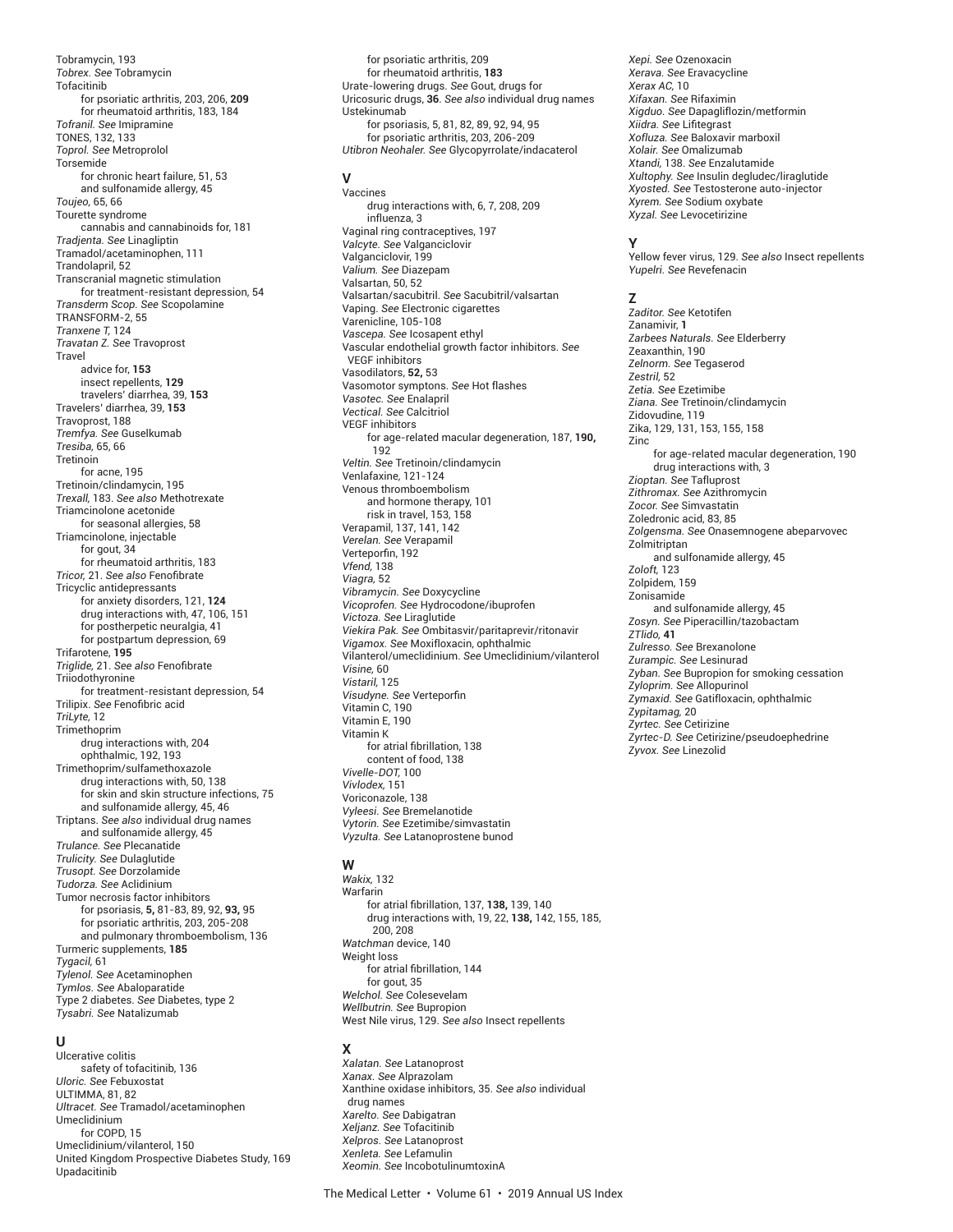Tobramycin, 193
*Tobrex. See* Tobramycin
Tofacitinib
  for psoriatic arthritis, 203, 206, **209**
  for rheumatoid arthritis, 183, 184
*Tofranil. See* Imipramine
TONES, 132, 133
*Toprol. See* Metroprolol
Torsemide
  for chronic heart failure, 51, 53
  and sulfonamide allergy, 45
*Toujeo,* 65, 66
Tourette syndrome
  cannabis and cannabinoids for, 181
*Tradjenta. See* Linagliptin
Tramadol/acetaminophen, 111
Trandolapril, 52
Transcranial magnetic stimulation
  for treatment-resistant depression, 54
*Transderm Scop. See* Scopolamine
TRANSFORM-2, 55
*Tranxene T,* 124
*Travatan Z. See* Travoprost
Travel
  advice for, **153**
  insect repellents, **129**
  travelers' diarrhea, 39, **153**
Travelers' diarrhea, 39, **153**
Travoprost, 188
*Tremfya. See* Guselkumab
*Tresiba,* 65, 66
Tretinoin
  for acne, 195
Tretinoin/clindamycin, 195
*Trexall,* 183. *See also* Methotrexate
Triamcinolone acetonide
  for seasonal allergies, 58
Triamcinolone, injectable
  for gout, 34
  for rheumatoid arthritis, 183
*Tricor,* 21. *See also* Fenofibrate
Tricyclic antidepressants
  for anxiety disorders, 121, **124**
  drug interactions with, 47, 106, 151
  for postherpetic neuralgia, 41
  for postpartum depression, 69
Trifarotene, **195**
*Triglide,* 21. *See also* Fenofibrate
Triiodothyronine
  for treatment-resistant depression, 54
*Trilipix. See* Fenofibric acid
*TriLyte,* 12
Trimethoprim
  drug interactions with, 204
  ophthalmic, 192, 193
Trimethoprim/sulfamethoxazole
  drug interactions with, 50, 138
  for skin and skin structure infections, 75
  and sulfonamide allergy, 45, 46
Triptans. *See also* individual drug names
  and sulfonamide allergy, 45
*Trulance. See* Plecanatide
*Trulicity. See* Dulaglutide
*Trusopt. See* Dorzolamide
*Tudorza. See* Aclidinium
Tumor necrosis factor inhibitors
  for psoriasis, **5,** 81-83, 89, 92, **93,** 95
  for psoriatic arthritis, 203, 205-208
  and pulmonary thromboembolism, 136
Turmeric supplements, **185**
*Tygacil,* 61
*Tylenol. See* Acetaminophen
*Tymlos. See* Abaloparatide
Type 2 diabetes. *See* Diabetes, type 2
*Tysabri. See* Natalizumab

## U

Ulcerative colitis
  safety of tofacitinib, 136
*Uloric. See* Febuxostat
ULTIMMA, 81, 82
*Ultracet. See* Tramadol/acetaminophen
Umeclidinium
  for COPD, 15
Umeclidinium/vilanterol, 150
United Kingdom Prospective Diabetes Study, 169
Upadacitinib
  for psoriatic arthritis, 209
  for rheumatoid arthritis, **183**
Urate-lowering drugs. *See* Gout, drugs for
Uricosuric drugs, **36**. *See also* individual drug names
Ustekinumab
  for psoriasis, 5, 81, 82, 89, 92, 94, 95
  for psoriatic arthritis, 203, 206-209
*Utibron Neohaler. See* Glycopyrrolate/indacaterol

## V

Vaccines
  drug interactions with, 6, 7, 208, 209
  influenza, 3
Vaginal ring contraceptives, 197
*Valcyte. See* Valganciclovir
Valganciclovir, 199
*Valium. See* Diazepam
Valsartan, 50, 52
Valsartan/sacubitril. *See* Sacubitril/valsartan
Vaping. *See* Electronic cigarettes
Varenicline, 105-108
*Vascepa. See* Icosapent ethyl
Vascular endothelial growth factor inhibitors. *See* VEGF inhibitors
Vasodilators, **52,** 53
Vasomotor symptons. *See* Hot flashes
*Vasotec. See* Enalapril
*Vectical. See* Calcitriol
VEGF inhibitors
  for age-related macular degeneration, 187, **190,** 192
*Veltin. See* Tretinoin/clindamycin
Venlafaxine, 121-124
Venous thromboembolism
  and hormone therapy, 101
  risk in travel, 153, 158
Verapamil, 137, 141, 142
*Verelan. See* Verapamil
Verteporfin, 192
*Vfend,* 138
*Viagra,* 52
*Vibramycin. See* Doxycycline
*Vicoprofen. See* Hydrocodone/ibuprofen
*Victoza. See* Liraglutide
*Viekira Pak. See* Ombitasvir/paritaprevir/ritonavir
*Vigamox. See* Moxifloxacin, ophthalmic
Vilanterol/umeclidinium. *See* Umeclidinium/vilanterol
*Visine,* 60
*Vistaril,* 125
*Visudyne. See* Verteporfin
Vitamin C, 190
Vitamin E, 190
Vitamin K
  for atrial fibrillation, 138
  content of food, 138
*Vivelle-DOT,* 100
*Vivlodex,* 151
Voriconazole, 138
*Vyleesi. See* Bremelanotide
*Vytorin. See* Ezetimibe/simvastatin
*Vyzulta. See* Latanoprostene bunod

## W

*Wakix,* 132
Warfarin
  for atrial fibrillation, 137, **138,** 139, 140
  drug interactions with, 19, 22, **138,** 142, 155, 185, 200, 208
*Watchman* device, 140
Weight loss
  for atrial fibrillation, 144
  for gout, 35
*Welchol. See* Colesevelam
*Wellbutrin. See* Bupropion
West Nile virus, 129. *See also* Insect repellents

## X

*Xalatan. See* Latanoprost
*Xanax. See* Alprazolam
Xanthine oxidase inhibitors, 35. *See also* individual drug names
*Xarelto. See* Dabigatran
*Xeljanz. See* Tofacitinib
*Xelpros. See* Latanoprost
*Xenleta. See* Lefamulin
*Xeomin. See* IncobotulinumtoxinA
*Xepi. See* Ozenoxacin
*Xerava. See* Eravacycline
*Xerax AC,* 10
*Xifaxan. See* Rifaximin
*Xigduo. See* Dapagliflozin/metformin
*Xiidra. See* Lifitegrast
*Xofluza. See* Baloxavir marboxil
*Xolair. See* Omalizumab
*Xtandi,* 138. *See* Enzalutamide
*Xultophy. See* Insulin degludec/liraglutide
*Xyosted. See* Testosterone auto-injector
*Xyrem. See* Sodium oxybate
*Xyzal. See* Levocetirizine

## Y

Yellow fever virus, 129. *See also* Insect repellents
*Yupelri. See* Revefenacin

## Z

*Zaditor. See* Ketotifen
Zanamivir, **1**
*Zarbees Naturals. See* Elderberry
Zeaxanthin, 190
*Zelnorm. See* Tegaserod
*Zestril,* 52
*Zetia. See* Ezetimibe
*Ziana. See* Tretinoin/clindamycin
Zidovudine, 119
Zika, 129, 131, 153, 155, 158
Zinc
  for age-related macular degeneration, 190
  drug interactions with, 3
*Zioptan. See* Tafluprost
*Zithromax. See* Azithromycin
*Zocor. See* Simvastatin
Zoledronic acid, 83, 85
*Zolgensma. See* Onasemnogene abeparvovec
Zolmitriptan
  and sulfonamide allergy, 45
*Zoloft,* 123
Zolpidem, 159
Zonisamide
  and sulfonamide allergy, 45
*Zosyn. See* Piperacillin/tazobactam
*ZTlido,* **41**
*Zulresso. See* Brexanolone
*Zurampic. See* Lesinurad
*Zyban. See* Bupropion for smoking cessation
*Zyloprim. See* Allopurinol
*Zymaxid. See* Gatifloxacin, ophthalmic
*Zypitamag,* 20
*Zyrtec. See* Cetirizine
*Zyrtec-D. See* Cetirizine/pseudoephedrine
*Zyvox. See* Linezolid